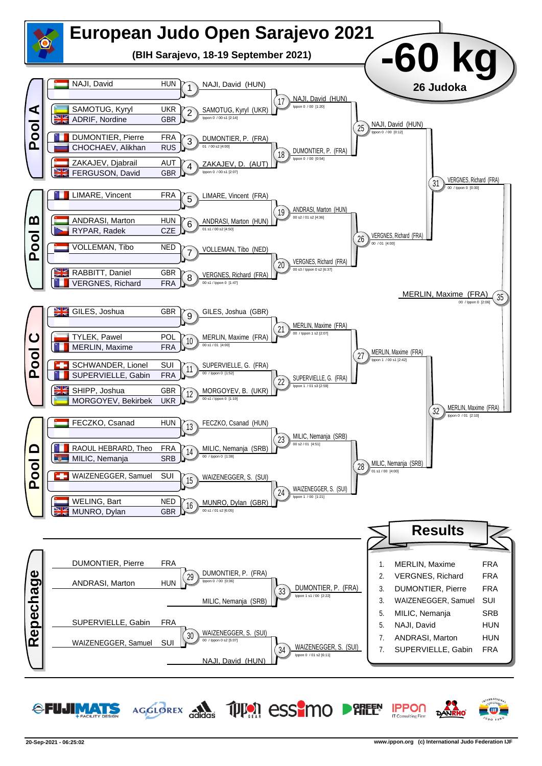# European Judo Open Sarajevo 2021

**(BIH Sarajevo, 18-19 September 2021)**

## -60 kg

**26 Judoka**

### Pool A

| Athlete | Nation |
|---|---|
| NAJI, David | HUN |
| SAMOTUG, Kyryl | UKR |
| ADRIF, Nordine | GBR |
| DUMONTIER, Pierre | FRA |
| CHOCHAEV, Alikhan | RUS |
| ZAKAJEV, Djabrail | AUT |
| FERGUSON, David | GBR |

- 1: NAJI, David (HUN)
- 2: SAMOTUG, Kyryl (UKR) — Ippon 0 / 00 s1 [2:14]
- 3: DUMONTIER, P. (FRA) — 01 / 00 s2 [4:00]
- 4: ZAKAJEV, D. (AUT) — Ippon 0 / 00 s1 [2:07]
- 17: NAJI, David (HUN) — Ippon 0 / 00 [1:20]
- 18: DUMONTIER, P. (FRA) — Ippon 0 / 00 [0:54]
- 25: NAJI, David (HUN) — Ippon 0 / 00 [0:12]

### Pool B

| Athlete | Nation |
|---|---|
| LIMARE, Vincent | FRA |
| ANDRASI, Marton | HUN |
| RYPAR, Radek | CZE |
| VOLLEMAN, Tibo | NED |
| RABBITT, Daniel | GBR |
| VERGNES, Richard | FRA |

- 5: LIMARE, Vincent (FRA)
- 6: ANDRASI, Marton (HUN) — 01 s1 / 00 s2 [4:50]
- 7: VOLLEMAN, Tibo (NED)
- 8: VERGNES, Richard (FRA) — 00 s1 / Ippon 0 [1:47]
- 19: ANDRASI, Marton (HUN) — 00 s2 / 01 s2 [4:36]
- 20: VERGNES, Richard (FRA) — 00 s3 / Ippon 0 s2 [6:37]
- 26: VERGNES, Richard (FRA) — 00 / 01 [4:00]
- 31: VERGNES, Richard (FRA) — 00 / Ippon 0 [0:30]

### Pool C

| Athlete | Nation |
|---|---|
| GILES, Joshua | GBR |
| TYLEK, Pawel | POL |
| MERLIN, Maxime | FRA |
| SCHWANDER, Lionel | SUI |
| SUPERVIELLE, Gabin | FRA |
| SHIPP, Joshua | GBR |
| MORGOYEV, Bekirbek | UKR |

- 9: GILES, Joshua (GBR)
- 10: MERLIN, Maxime (FRA) — 00 s1 / 01 [4:00]
- 11: SUPERVIELLE, G. (FRA) — 00 / Ippon 0 [1:52]
- 12: MORGOYEV, B. (UKR) — 00 s1 / Ippon 0 [1:19]
- 21: MERLIN, Maxime (FRA) — 00 / Ippon 1 s2 [2:07]
- 22: SUPERVIELLE, G. (FRA) — Ippon 1 / 01 s3 [2:59]
- 27: MERLIN, Maxime (FRA) — Ippon 1 / 00 s1 [2:42]

### Pool D

| Athlete | Nation |
|---|---|
| FECZKO, Csanad | HUN |
| RAOUL HEBRARD, Theo | FRA |
| MILIC, Nemanja | SRB |
| WAIZENEGGER, Samuel | SUI |
| WELING, Bart | NED |
| MUNRO, Dylan | GBR |

- 13: FECZKO, Csanad (HUN)
- 14: MILIC, Nemanja (SRB) — 00 / Ippon 0 [1:38]
- 15: WAIZENEGGER, S. (SUI)
- 16: MUNRO, Dylan (GBR) — 00 s1 / 01 s2 [6:05]
- 23: MILIC, Nemanja (SRB) — 00 s2 / 01 [4:51]
- 24: WAIZENEGGER, S. (SUI) — Ippon 1 / 00 [1:21]
- 28: MILIC, Nemanja (SRB) — 01 s1 / 00 [4:00]
- 32: MERLIN, Maxime (FRA) — Ippon 0 / 01 [2:10]

### Final

- 35: MERLIN, Maxime (FRA) — 00 / Ippon 0 [2:06]

### Repechage

- 29: DUMONTIER, Pierre (FRA) vs ANDRASI, Marton (HUN) → DUMONTIER, P. (FRA) — Ippon 0 / 00 [0:36]
- 33: DUMONTIER, P. (FRA) vs MILIC, Nemanja (SRB) → DUMONTIER, P. (FRA) — Ippon 1 s1 / 00 [2:22]
- 30: SUPERVIELLE, Gabin (FRA) vs WAIZENEGGER, Samuel (SUI) → WAIZENEGGER, S. (SUI) — 00 / Ippon 0 s2 [5:07]
- 34: WAIZENEGGER, S. (SUI) vs NAJI, David (HUN) → WAIZENEGGER, S. (SUI) — Ippon 0 / 01 s2 [6:11]

### Results

| Rank | Athlete | Nation |
|---|---|---|
| 1. | MERLIN, Maxime | FRA |
| 2. | VERGNES, Richard | FRA |
| 3. | DUMONTIER, Pierre | FRA |
| 3. | WAIZENEGGER, Samuel | SUI |
| 5. | MILIC, Nemanja | SRB |
| 5. | NAJI, David | HUN |
| 7. | ANDRASI, Marton | HUN |
| 7. | SUPERVIELLE, Gabin | FRA |

20-Sep-2021 - 06:25:02 www.ippon.org (c) International Judo Federation IJF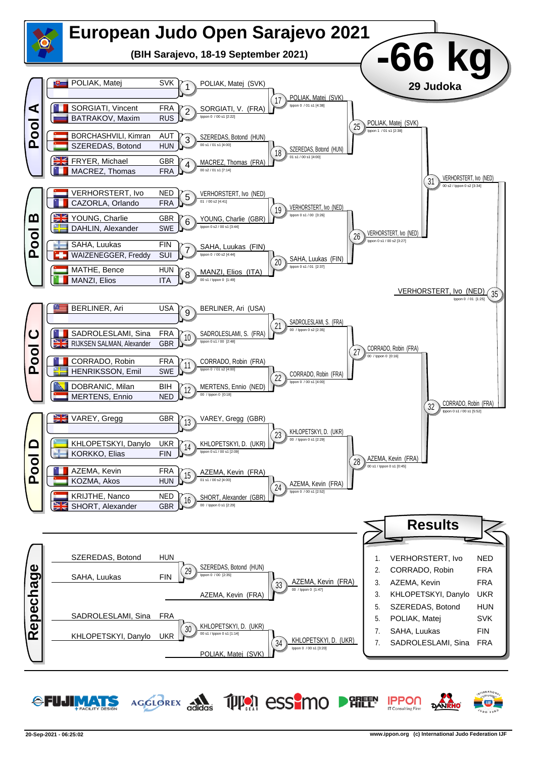# European Judo Open Sarajevo 2021

**(BIH Sarajevo, 18-19 September 2021)**

## -66 kg

**29 Judoka**

## Pool A

| Athlete | Country | Match | Winner | Score |
|---|---|---|---|---|
| POLIAK, Matej | SVK | 1 | POLIAK, Matej (SVK) | |
| SORGIATI, Vincent / BATRAKOV, Maxim | FRA / RUS | 2 | SORGIATI, V. (FRA) | Ippon 0 / 00 s1 [2:22] |
| BORCHASHVILI, Kimran / SZEREDAS, Botond | AUT / HUN | 3 | SZEREDAS, Botond (HUN) | 00 s1 / 01 s1 [4:00] |
| FRYER, Michael / MACREZ, Thomas | GBR / FRA | 4 | MACREZ, Thomas (FRA) | 00 s2 / 01 s1 [7:14] |

- 17: POLIAK, Matej (SVK) — Ippon 0 / 01 s1 [4:38]
- 18: SZEREDAS, Botond (HUN) — 01 s1 / 00 s1 [4:00]
- 25: POLIAK, Matej (SVK) — Ippon 1 / 01 s1 [2:38]

## Pool B

| Athlete | Country | Match | Winner | Score |
|---|---|---|---|---|
| VERHORSTERT, Ivo / CAZORLA, Orlando | NED / FRA | 5 | VERHORSTERT, Ivo (NED) | 01 / 00 s2 [4:41] |
| YOUNG, Charlie / DAHLIN, Alexander | GBR / SWE | 6 | YOUNG, Charlie (GBR) | Ippon 0 s2 / 00 s1 [3:44] |
| SAHA, Luukas / WAIZENEGGER, Freddy | FIN / SUI | 7 | SAHA, Luukas (FIN) | Ippon 0 / 00 s2 [4:44] |
| MATHE, Bence / MANZI, Elios | HUN / ITA | 8 | MANZI, Elios (ITA) | 00 s1 / Ippon 0 [1:49] |

- 19: VERHORSTERT, Ivo (NED) — Ippon 0 s1 / 00 [3:26]
- 20: SAHA, Luukas (FIN) — Ippon 0 s1 / 01 [2:37]
- 26: VERHORSTERT, Ivo (NED) — Ippon 0 s1 / 00 s2 [3:27]
- 31: VERHORSTERT, Ivo (NED) — 00 s2 / Ippon 0 s2 [3:34]

## Pool C

| Athlete | Country | Match | Winner | Score |
|---|---|---|---|---|
| BERLINER, Ari | USA | 9 | BERLINER, Ari (USA) | |
| SADROLESLAMI, Sina / RIJKSEN SALMAN, Alexander | FRA / GBR | 10 | SADROLESLAMI, S. (FRA) | Ippon 0 s1 / 00 [2:48] |
| CORRADO, Robin / HENRIKSSON, Emil | FRA / SWE | 11 | CORRADO, Robin (FRA) | Ippon 0 / 01 s2 [4:00] |
| DOBRANIC, Milan / MERTENS, Ennio | BIH / NED | 12 | MERTENS, Ennio (NED) | 00 / Ippon 0 [0:18] |

- 21: SADROLESLAMI, S. (FRA) — 00 / Ippon 0 s2 [2:35]
- 22: CORRADO, Robin (FRA) — Ippon 0 / 00 s1 [4:00]
- 27: CORRADO, Robin (FRA) — 00 / Ippon 0 [0:16]

## Pool D

| Athlete | Country | Match | Winner | Score |
|---|---|---|---|---|
| VAREY, Gregg | GBR | 13 | VAREY, Gregg (GBR) | |
| KHLOPETSKYI, Danylo / KORKKO, Elias | UKR / FIN | 14 | KHLOPETSKYI, D. (UKR) | Ippon 0 s1 / 00 s1 [2:09] |
| AZEMA, Kevin / KOZMA, Akos | FRA / HUN | 15 | AZEMA, Kevin (FRA) | 01 s1 / 00 s2 [4:00] |
| KRIJTHE, Nanco / SHORT, Alexander | NED / GBR | 16 | SHORT, Alexander (GBR) | 00 / Ippon 0 s1 [2:29] |

- 23: KHLOPETSKYI, D. (UKR) — 00 / Ippon 0 s1 [2:29]
- 24: AZEMA, Kevin (FRA) — Ippon 0 / 00 s1 [2:52]
- 28: AZEMA, Kevin (FRA) — 00 s1 / Ippon 0 s1 [0:45]
- 32: CORRADO, Robin (FRA) — Ippon 0 s1 / 00 s1 [5:52]

## Final

- 35: VERHORSTERT, Ivo (NED) — Ippon 0 / 01 [1:25]

## Repechage

- 29: SZEREDAS, Botond (HUN) vs SAHA, Luukas (FIN) — SZEREDAS, Botond (HUN) — Ippon 0 / 00 [2:35]
- 33: AZEMA, Kevin (FRA) vs SZEREDAS, Botond (HUN) — AZEMA, Kevin (FRA) — 00 / Ippon 0 [1:47]
- 30: SADROLESLAMI, Sina (FRA) vs KHLOPETSKYI, Danylo (UKR) — KHLOPETSKYI, D. (UKR) — 00 s1 / Ippon 0 s1 [1:14]
- 34: KHLOPETSKYI, D. (UKR) vs POLIAK, Matej (SVK) — KHLOPETSKYI, D. (UKR) — Ippon 0 / 00 s1 [3:20]

## Results

| Place | Name | Country |
|---|---|---|
| 1. | VERHORSTERT, Ivo | NED |
| 2. | CORRADO, Robin | FRA |
| 3. | AZEMA, Kevin | FRA |
| 3. | KHLOPETSKYI, Danylo | UKR |
| 5. | SZEREDAS, Botond | HUN |
| 5. | POLIAK, Matej | SVK |
| 7. | SAHA, Luukas | FIN |
| 7. | SADROLESLAMI, Sina | FRA |

20-Sep-2021 - 06:25:02

www.ippon.org (c) International Judo Federation IJF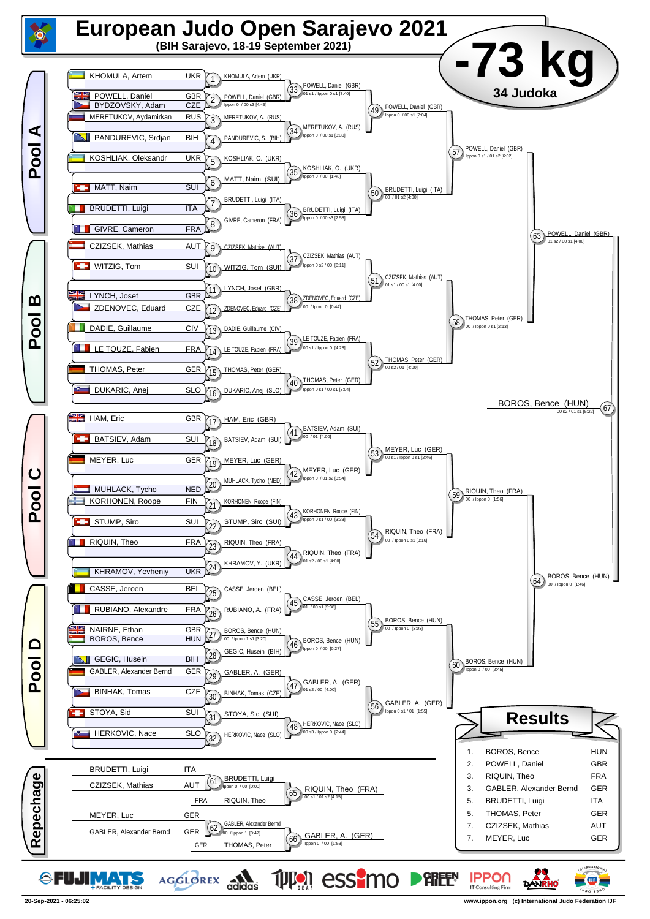# European Judo Open Sarajevo 2021

**(BIH Sarajevo, 18-19 September 2021)**

## -73 kg

**34 Judoka**

## Pool A

| Competitor | Nation |
|---|---|
| KHOMULA, Artem | UKR |
| POWELL, Daniel | GBR |
| BYDZOVSKY, Adam | CZE |
| MERETUKOV, Aydamirkan | RUS |
| PANDUREVIC, Srdjan | BIH |
| KOSHLIAK, Oleksandr | UKR |
| MATT, Naim | SUI |
| BRUDETTI, Luigi | ITA |
| GIVRE, Cameron | FRA |

| Contest | Winner | Score |
|---|---|---|
| 1 | KHOMULA, Artem (UKR) | |
| 2 | POWELL, Daniel (GBR) | Ippon 0 / 00 s3 [4:45] |
| 3 | MERETUKOV, A. (RUS) | |
| 4 | PANDUREVIC, S. (BIH) | |
| 5 | KOSHLIAK, O. (UKR) | |
| 6 | MATT, Naim (SUI) | |
| 7 | BRUDETTI, Luigi (ITA) | |
| 8 | GIVRE, Cameron (FRA) | |
| 33 | POWELL, Daniel (GBR) | 01 s1 / Ippon 0 s1 [3:40] |
| 34 | MERETUKOV, A. (RUS) | Ippon 0 / 00 s1 [3:30] |
| 35 | KOSHLIAK, O. (UKR) | Ippon 0 / 00 [1:48] |
| 36 | BRUDETTI, Luigi (ITA) | Ippon 0 / 00 s3 [2:58] |
| 49 | POWELL, Daniel (GBR) | Ippon 0 / 00 s1 [2:04] |
| 50 | BRUDETTI, Luigi (ITA) | 00 / 01 s2 [4:00] |
| 57 | POWELL, Daniel (GBR) | Ippon 0 s1 / 01 s2 [6:02] |

## Pool B

| Competitor | Nation |
|---|---|
| CZIZSEK, Mathias | AUT |
| WITZIG, Tom | SUI |
| LYNCH, Josef | GBR |
| ZDENOVEC, Eduard | CZE |
| DADIE, Guillaume | CIV |
| LE TOUZE, Fabien | FRA |
| THOMAS, Peter | GER |
| DUKARIC, Anej | SLO |

| Contest | Winner | Score |
|---|---|---|
| 9 | CZIZSEK, Mathias (AUT) | |
| 10 | WITZIG, Tom (SUI) | |
| 11 | LYNCH, Josef (GBR) | |
| 12 | ZDENOVEC, Eduard (CZE) | |
| 13 | DADIE, Guillaume (CIV) | |
| 14 | LE TOUZE, Fabien (FRA) | |
| 15 | THOMAS, Peter (GER) | |
| 16 | DUKARIC, Anej (SLO) | |
| 37 | CZIZSEK, Mathias (AUT) | Ippon 0 s2 / 00 [6:11] |
| 38 | ZDENOVEC, Eduard (CZE) | 00 / Ippon 0 [0:44] |
| 39 | LE TOUZE, Fabien (FRA) | 00 s1 / Ippon 0 [4:28] |
| 40 | THOMAS, Peter (GER) | Ippon 0 s1 / 00 s1 [3:04] |
| 51 | CZIZSEK, Mathias (AUT) | 01 s1 / 00 s1 [4:00] |
| 52 | THOMAS, Peter (GER) | 00 s2 / 01 [4:00] |
| 58 | THOMAS, Peter (GER) | 00 / Ippon 0 s1 [2:13] |
| 63 | POWELL, Daniel (GBR) | 01 s2 / 00 s1 [4:00] |

## Pool C

| Competitor | Nation |
|---|---|
| HAM, Eric | GBR |
| BATSIEV, Adam | SUI |
| MEYER, Luc | GER |
| MUHLACK, Tycho | NED |
| KORHONEN, Roope | FIN |
| STUMP, Siro | SUI |
| RIQUIN, Theo | FRA |
| KHRAMOV, Yevheniy | UKR |

| Contest | Winner | Score |
|---|---|---|
| 17 | HAM, Eric (GBR) | |
| 18 | BATSIEV, Adam (SUI) | |
| 19 | MEYER, Luc (GER) | |
| 20 | MUHLACK, Tycho (NED) | |
| 21 | KORHONEN, Roope (FIN) | |
| 22 | STUMP, Siro (SUI) | |
| 23 | RIQUIN, Theo (FRA) | |
| 24 | KHRAMOV, Y. (UKR) | |
| 41 | BATSIEV, Adam (SUI) | 00 / 01 [4:00] |
| 42 | MEYER, Luc (GER) | Ippon 0 / 01 s2 [3:54] |
| 43 | KORHONEN, Roope (FIN) | Ippon 0 s1 / 00 [3:33] |
| 44 | RIQUIN, Theo (FRA) | 01 s2 / 00 s1 [4:00] |
| 53 | MEYER, Luc (GER) | 00 s1 / Ippon 0 s1 [2:46] |
| 54 | RIQUIN, Theo (FRA) | 00 / Ippon 0 s1 [3:16] |
| 59 | RIQUIN, Theo (FRA) | 00 / Ippon 0 [1:56] |

## Pool D

| Competitor | Nation |
|---|---|
| CASSE, Jeroen | BEL |
| RUBIANO, Alexandre | FRA |
| NAIRNE, Ethan | GBR |
| BOROS, Bence | HUN |
| GEGIC, Husein | BIH |
| GABLER, Alexander Bernd | GER |
| BINHAK, Tomas | CZE |
| STOYA, Sid | SUI |
| HERKOVIC, Nace | SLO |

| Contest | Winner | Score |
|---|---|---|
| 25 | CASSE, Jeroen (BEL) | |
| 26 | RUBIANO, A. (FRA) | |
| 27 | BOROS, Bence (HUN) | 00 / Ippon 1 s1 [3:20] |
| 28 | GEGIC, Husein (BIH) | |
| 29 | GABLER, A. (GER) | |
| 30 | BINHAK, Tomas (CZE) | |
| 31 | STOYA, Sid (SUI) | |
| 32 | HERKOVIC, Nace (SLO) | |
| 45 | CASSE, Jeroen (BEL) | 01 / 00 s1 [5:38] |
| 46 | BOROS, Bence (HUN) | Ippon 0 / 00 [0:27] |
| 47 | GABLER, A. (GER) | 01 s2 / 00 [4:00] |
| 48 | HERKOVIC, Nace (SLO) | 00 s3 / Ippon 0 [2:44] |
| 55 | BOROS, Bence (HUN) | 00 / Ippon 0 [3:03] |
| 56 | GABLER, A. (GER) | Ippon 0 s1 / 01 [1:55] |
| 60 | BOROS, Bence (HUN) | Ippon 0 / 00 [2:45] |
| 64 | BOROS, Bence (HUN) | 00 / Ippon 0 [1:46] |

## Final

| Contest | Winner | Score |
|---|---|---|
| 67 | BOROS, Bence (HUN) | 00 s2 / 01 s1 [5:22] |

## Repechage

| Contest | Competitors | Winner | Score |
|---|---|---|---|
| 61 | BRUDETTI, Luigi (ITA) – CZIZSEK, Mathias (AUT) | BRUDETTI, Luigi | Ippon 0 / 00 [0:00] |
| 65 | RIQUIN, Theo (FRA) – BRUDETTI, Luigi | RIQUIN, Theo (FRA) | 00 s1 / 01 s2 [4:15] |
| 62 | MEYER, Luc (GER) – GABLER, Alexander Bernd (GER) | GABLER, Alexander Bernd | 00 / Ippon 1 [0:47] |
| 66 | THOMAS, Peter (GER) – GABLER, Alexander Bernd | GABLER, A. (GER) | Ippon 0 / 00 [1:53] |

## Results

| Place | Name | Nation |
|---|---|---|
| 1. | BOROS, Bence | HUN |
| 2. | POWELL, Daniel | GBR |
| 3. | RIQUIN, Theo | FRA |
| 3. | GABLER, Alexander Bernd | GER |
| 5. | BRUDETTI, Luigi | ITA |
| 5. | THOMAS, Peter | GER |
| 7. | CZIZSEK, Mathias | AUT |
| 7. | MEYER, Luc | GER |

20-Sep-2021 - 06:25:02

www.ippon.org (c) International Judo Federation IJF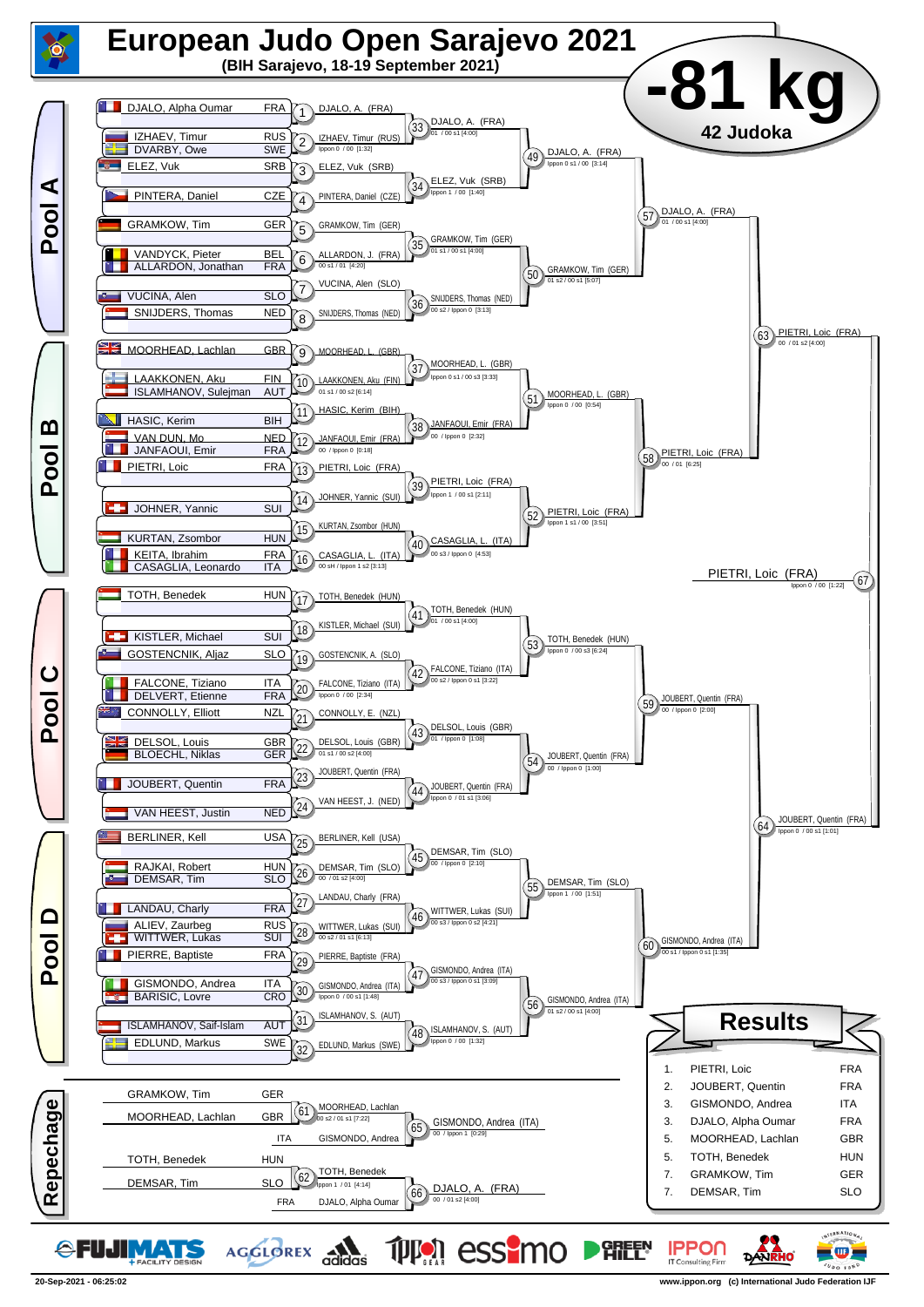# European Judo Open Sarajevo 2021

**(BIH Sarajevo, 18-19 September 2021)**

# -81 kg

**42 Judoka**

## Pool A

| Athlete | Country |
|---|---|
| DJALO, Alpha Oumar | FRA |
| IZHAEV, Timur | RUS |
| DVARBY, Owe | SWE |
| ELEZ, Vuk | SRB |
| PINTERA, Daniel | CZE |
| GRAMKOW, Tim | GER |
| VANDYCK, Pieter | BEL |
| ALLARDON, Jonathan | FRA |
| VUCINA, Alen | SLO |
| SNIJDERS, Thomas | NED |

- 1: DJALO, A. (FRA)
- 2: IZHAEV, Timur (RUS) — Ippon 0 / 00 [1:32]
- 3: ELEZ, Vuk (SRB)
- 4: PINTERA, Daniel (CZE)
- 5: GRAMKOW, Tim (GER)
- 6: ALLARDON, J. (FRA) — 00 s1 / 01 [4:20]
- 7: VUCINA, Alen (SLO)
- 8: SNIJDERS, Thomas (NED)
- 33: DJALO, A. (FRA) — 01 / 00 s1 [4:00]
- 34: ELEZ, Vuk (SRB) — Ippon 1 / 00 [1:40]
- 35: GRAMKOW, Tim (GER) — 01 s1 / 00 s1 [4:00]
- 36: SNIJDERS, Thomas (NED) — 00 s2 / Ippon 0 [3:13]
- 49: DJALO, A. (FRA) — Ippon 0 s1 / 00 [3:14]
- 50: GRAMKOW, Tim (GER) — 01 s2 / 00 s1 [5:07]
- 57: DJALO, A. (FRA) — 01 / 00 s1 [4:00]

## Pool B

| Athlete | Country |
|---|---|
| MOORHEAD, Lachlan | GBR |
| LAAKKONEN, Aku | FIN |
| ISLAMHANOV, Sulejman | AUT |
| HASIC, Kerim | BIH |
| VAN DUN, Mo | NED |
| JANFAOUI, Emir | FRA |
| PIETRI, Loic | FRA |
| JOHNER, Yannic | SUI |
| KURTAN, Zsombor | HUN |
| KEITA, Ibrahim | FRA |
| CASAGLIA, Leonardo | ITA |

- 9: MOORHEAD, L. (GBR)
- 10: LAAKKONEN, Aku (FIN) — 01 s1 / 00 s2 [6:14]
- 11: HASIC, Kerim (BIH)
- 12: JANFAOUI, Emir (FRA) — 00 / Ippon 0 [0:18]
- 13: PIETRI, Loic (FRA)
- 14: JOHNER, Yannic (SUI)
- 15: KURTAN, Zsombor (HUN)
- 16: CASAGLIA, L. (ITA) — 00 sH / Ippon 1 s2 [3:13]
- 37: MOORHEAD, L. (GBR) — Ippon 0 s1 / 00 s3 [3:33]
- 38: JANFAOUI, Emir (FRA) — 00 / Ippon 0 [2:32]
- 39: PIETRI, Loic (FRA) — Ippon 1 / 00 s1 [2:11]
- 40: CASAGLIA, L. (ITA) — 00 s3 / Ippon 0 [4:53]
- 51: MOORHEAD, L. (GBR) — Ippon 0 / 00 [0:54]
- 52: PIETRI, Loic (FRA) — Ippon 1 s1 / 00 [3:51]
- 58: PIETRI, Loic (FRA) — 00 / 01 [6:25]
- 63: PIETRI, Loic (FRA) — 00 / 01 s2 [4:00]

## Pool C

| Athlete | Country |
|---|---|
| TOTH, Benedek | HUN |
| KISTLER, Michael | SUI |
| GOSTENCNIK, Aljaz | SLO |
| FALCONE, Tiziano | ITA |
| DELVERT, Etienne | FRA |
| CONNOLLY, Elliott | NZL |
| DELSOL, Louis | GBR |
| BLOECHL, Niklas | GER |
| JOUBERT, Quentin | FRA |
| VAN HEEST, Justin | NED |

- 17: TOTH, Benedek (HUN)
- 18: KISTLER, Michael (SUI)
- 19: GOSTENCNIK, A. (SLO)
- 20: FALCONE, Tiziano (ITA) — Ippon 0 / 00 [2:34]
- 21: CONNOLLY, E. (NZL)
- 22: DELSOL, Louis (GBR) — 01 s1 / 00 s2 [4:00]
- 23: JOUBERT, Quentin (FRA)
- 24: VAN HEEST, J. (NED)
- 41: TOTH, Benedek (HUN) — 01 / 00 s1 [4:00]
- 42: FALCONE, Tiziano (ITA) — 00 s2 / Ippon 0 s1 [3:22]
- 43: DELSOL, Louis (GBR) — 01 / Ippon 0 [1:08]
- 44: JOUBERT, Quentin (FRA) — Ippon 0 / 01 s1 [3:06]
- 53: TOTH, Benedek (HUN) — Ippon 0 / 00 s3 [6:24]
- 54: JOUBERT, Quentin (FRA) — 00 / Ippon 0 [1:00]
- 59: JOUBERT, Quentin (FRA) — 00 / Ippon 0 [2:00]
- 64: JOUBERT, Quentin (FRA) — Ippon 0 / 00 s1 [1:01]

## Pool D

| Athlete | Country |
|---|---|
| BERLINER, Kell | USA |
| RAJKAI, Robert | HUN |
| DEMSAR, Tim | SLO |
| LANDAU, Charly | FRA |
| ALIEV, Zaurbeg | RUS |
| WITTWER, Lukas | SUI |
| PIERRE, Baptiste | FRA |
| GISMONDO, Andrea | ITA |
| BARISIC, Lovre | CRO |
| ISLAMHANOV, Saif-Islam | AUT |
| EDLUND, Markus | SWE |

- 25: BERLINER, Kell (USA)
- 26: DEMSAR, Tim (SLO) — 00 / 01 s2 [4:00]
- 27: LANDAU, Charly (FRA)
- 28: WITTWER, Lukas (SUI) — 00 s2 / 01 s1 [6:13]
- 29: PIERRE, Baptiste (FRA)
- 30: GISMONDO, Andrea (ITA) — Ippon 0 / 00 s1 [1:48]
- 31: ISLAMHANOV, S. (AUT)
- 32: EDLUND, Markus (SWE)
- 45: DEMSAR, Tim (SLO) — 00 / Ippon 0 [2:10]
- 46: WITTWER, Lukas (SUI) — 00 s3 / Ippon 0 s2 [4:21]
- 47: GISMONDO, Andrea (ITA) — 00 s3 / Ippon 0 s1 [3:09]
- 48: ISLAMHANOV, S. (AUT) — Ippon 0 / 00 [1:32]
- 55: DEMSAR, Tim (SLO) — Ippon 1 / 00 [1:51]
- 56: GISMONDO, Andrea (ITA) — 01 s2 / 00 s1 [4:00]
- 60: GISMONDO, Andrea (ITA) — 00 s1 / Ippon 0 s1 [1:35]

## Final

- 67: PIETRI, Loic (FRA) — Ippon 0 / 00 [1:22]

## Repechage

- 61: GRAMKOW, Tim (GER) vs MOORHEAD, Lachlan (GBR) → MOORHEAD, Lachlan — 00 s2 / 01 s1 [7:22]
- 65: MOORHEAD, Lachlan vs GISMONDO, Andrea (ITA) → GISMONDO, Andrea (ITA) — 00 / Ippon 1 [0:29]
- 62: TOTH, Benedek (HUN) vs DEMSAR, Tim (SLO) → TOTH, Benedek — Ippon 1 / 01 [4:14]
- 66: TOTH, Benedek vs DJALO, Alpha Oumar (FRA) → DJALO, A. (FRA) — 00 / 01 s2 [4:00]

## Results

| Rank | Name | Country |
|---|---|---|
| 1. | PIETRI, Loic | FRA |
| 2. | JOUBERT, Quentin | FRA |
| 3. | GISMONDO, Andrea | ITA |
| 3. | DJALO, Alpha Oumar | FRA |
| 5. | MOORHEAD, Lachlan | GBR |
| 5. | TOTH, Benedek | HUN |
| 7. | GRAMKOW, Tim | GER |
| 7. | DEMSAR, Tim | SLO |

20-Sep-2021 - 06:25:02 — www.ippon.org (c) International Judo Federation IJF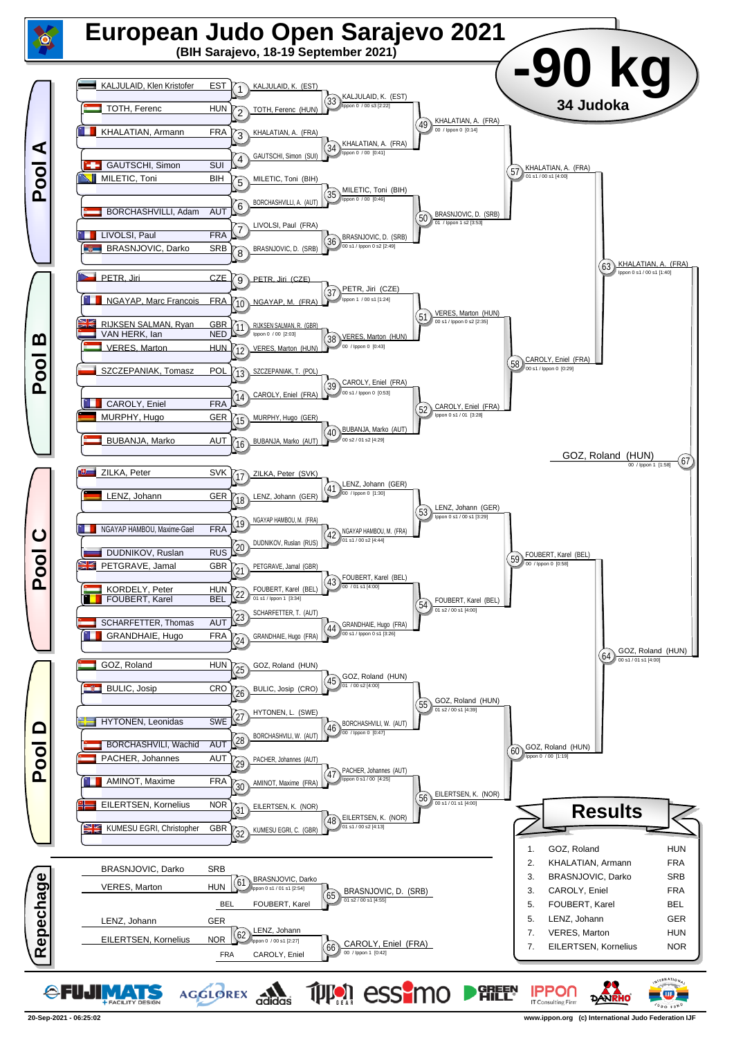# European Judo Open Sarajevo 2021

**(BIH Sarajevo, 18-19 September 2021)**

# -90 kg

**34 Judoka**

## Pool A

| Athlete | Country |
|---|---|
| KALJULAID, Klen Kristofer | EST |
| TOTH, Ferenc | HUN |
| KHALATIAN, Armann | FRA |
| GAUTSCHI, Simon | SUI |
| MILETIC, Toni | BIH |
| BORCHASHVILLI, Adam | AUT |
| LIVOLSI, Paul | FRA |
| BRASNJOVIC, Darko | SRB |

- 1: KALJULAID, K. (EST)
- 2: TOTH, Ferenc (HUN)
- 3: KHALATIAN, A. (FRA)
- 4: GAUTSCHI, Simon (SUI)
- 5: MILETIC, Toni (BIH)
- 6: BORCHASHVILLI, A. (AUT)
- 7: LIVOLSI, Paul (FRA)
- 8: BRASNJOVIC, D. (SRB)
- 33: KALJULAID, K. (EST) — Ippon 0 / 00 s3 [2:22]
- 34: KHALATIAN, A. (FRA) — Ippon 0 / 00 [0:41]
- 35: MILETIC, Toni (BIH) — Ippon 0 / 00 [0:46]
- 36: BRASNJOVIC, D. (SRB) — 00 s1 / Ippon 0 s2 [2:49]
- 49: KHALATIAN, A. (FRA) — 00 / Ippon 0 [0:14]
- 50: BRASNJOVIC, D. (SRB) — 01 / Ippon 1 s2 [3:53]
- 57: KHALATIAN, A. (FRA) — 01 s1 / 00 s1 [4:00]

## Pool B

| Athlete | Country |
|---|---|
| PETR, Jiri | CZE |
| NGAYAP, Marc Francois | FRA |
| RIJKSEN SALMAN, Ryan | GBR |
| VAN HERK, Ian | NED |
| VERES, Marton | HUN |
| SZCZEPANIAK, Tomasz | POL |
| CAROLY, Eniel | FRA |
| MURPHY, Hugo | GER |
| BUBANJA, Marko | AUT |

- 9: PETR, Jiri (CZE)
- 10: NGAYAP, M. (FRA)
- 11: RIJKSEN SALMAN, R. (GBR) — Ippon 0 / 00 [2:03]
- 12: VERES, Marton (HUN)
- 13: SZCZEPANIAK, T. (POL)
- 14: CAROLY, Eniel (FRA)
- 15: MURPHY, Hugo (GER)
- 16: BUBANJA, Marko (AUT)
- 37: PETR, Jiri (CZE) — Ippon 1 / 00 s1 [1:24]
- 38: VERES, Marton (HUN) — 00 / Ippon 0 [0:43]
- 39: CAROLY, Eniel (FRA) — 00 s1 / Ippon 0 [0:53]
- 40: BUBANJA, Marko (AUT) — 00 s2 / 01 s2 [4:29]
- 51: VERES, Marton (HUN) — 00 s1 / Ippon 0 s2 [2:35]
- 52: CAROLY, Eniel (FRA) — Ippon 0 s1 / 01 [3:28]
- 58: CAROLY, Eniel (FRA) — 00 s1 / Ippon 0 [0:29]
- 63: KHALATIAN, A. (FRA) — Ippon 0 s1 / 00 s1 [1:40]

## Pool C

| Athlete | Country |
|---|---|
| ZILKA, Peter | SVK |
| LENZ, Johann | GER |
| NGAYAP HAMBOU, Maxime-Gael | FRA |
| DUDNIKOV, Ruslan | RUS |
| PETGRAVE, Jamal | GBR |
| KORDELY, Peter | HUN |
| FOUBERT, Karel | BEL |
| SCHARFETTER, Thomas | AUT |
| GRANDHAIE, Hugo | FRA |

- 17: ZILKA, Peter (SVK)
- 18: LENZ, Johann (GER)
- 19: NGAYAP HAMBOU, M. (FRA)
- 20: DUDNIKOV, Ruslan (RUS)
- 21: PETGRAVE, Jamal (GBR)
- 22: FOUBERT, Karel (BEL) — 01 s1 / Ippon 1 [3:34]
- 23: SCHARFETTER, T. (AUT)
- 24: GRANDHAIE, Hugo (FRA)
- 41: LENZ, Johann (GER) — 00 / Ippon 0 [1:30]
- 42: NGAYAP HAMBOU, M. (FRA) — 01 s1 / 00 s2 [4:44]
- 43: FOUBERT, Karel (BEL) — 00 / 01 s1 [4:00]
- 44: GRANDHAIE, Hugo (FRA) — 00 s1 / Ippon 0 s1 [3:26]
- 53: LENZ, Johann (GER) — Ippon 0 s1 / 00 s1 [3:29]
- 54: FOUBERT, Karel (BEL) — 01 s2 / 00 s1 [4:00]
- 59: FOUBERT, Karel (BEL) — 00 / Ippon 0 [0:58]

## Pool D

| Athlete | Country |
|---|---|
| GOZ, Roland | HUN |
| BULIC, Josip | CRO |
| HYTONEN, Leonidas | SWE |
| BORCHASHVILLI, Wachid | AUT |
| PACHER, Johannes | AUT |
| AMINOT, Maxime | FRA |
| EILERTSEN, Kornelius | NOR |
| KUMESU EGRI, Christopher | GBR |

- 25: GOZ, Roland (HUN)
- 26: BULIC, Josip (CRO)
- 27: HYTONEN, L. (SWE)
- 28: BORCHASHVILI, W. (AUT)
- 29: PACHER, Johannes (AUT)
- 30: AMINOT, Maxime (FRA)
- 31: EILERTSEN, K. (NOR)
- 32: KUMESU EGRI, C. (GBR)
- 45: GOZ, Roland (HUN) — 01 / 00 s2 [4:00]
- 46: BORCHASHVILI, W. (AUT) — 00 / Ippon 0 [0:47]
- 47: PACHER, Johannes (AUT) — Ippon 0 s1 / 00 [4:25]
- 48: EILERTSEN, K. (NOR) — 01 s1 / 00 s2 [4:13]
- 55: GOZ, Roland (HUN) — 01 s2 / 00 s1 [4:39]
- 56: EILERTSEN, K. (NOR) — 00 s1 / 01 s1 [4:00]
- 60: GOZ, Roland (HUN) — Ippon 0 / 00 [1:19]
- 64: GOZ, Roland (HUN) — 00 s1 / 01 s1 [4:00]

## Final

- 67: GOZ, Roland (HUN) — 00 / Ippon 1 [1:58]

## Repechage

- 61: BRASNJOVIC, Darko (SRB) vs VERES, Marton (HUN) — BRASNJOVIC, Darko — Ippon 0 s1 / 01 s1 [2:54]
- 65: BRASNJOVIC, D. (SRB) vs FOUBERT, Karel (BEL) — BRASNJOVIC, D. (SRB) — 01 s2 / 00 s1 [4:55]
- 62: LENZ, Johann (GER) vs EILERTSEN, Kornelius (NOR) — LENZ, Johann — Ippon 0 / 00 s1 [2:27]
- 66: LENZ, Johann vs CAROLY, Eniel (FRA) — CAROLY, Eniel (FRA) — 00 / Ippon 1 [0:42]

## Results

| Place | Name | Country |
|---|---|---|
| 1. | GOZ, Roland | HUN |
| 2. | KHALATIAN, Armann | FRA |
| 3. | BRASNJOVIC, Darko | SRB |
| 3. | CAROLY, Eniel | FRA |
| 5. | FOUBERT, Karel | BEL |
| 5. | LENZ, Johann | GER |
| 7. | VERES, Marton | HUN |
| 7. | EILERTSEN, Kornelius | NOR |

20-Sep-2021 - 06:25:02

www.ippon.org (c) International Judo Federation IJF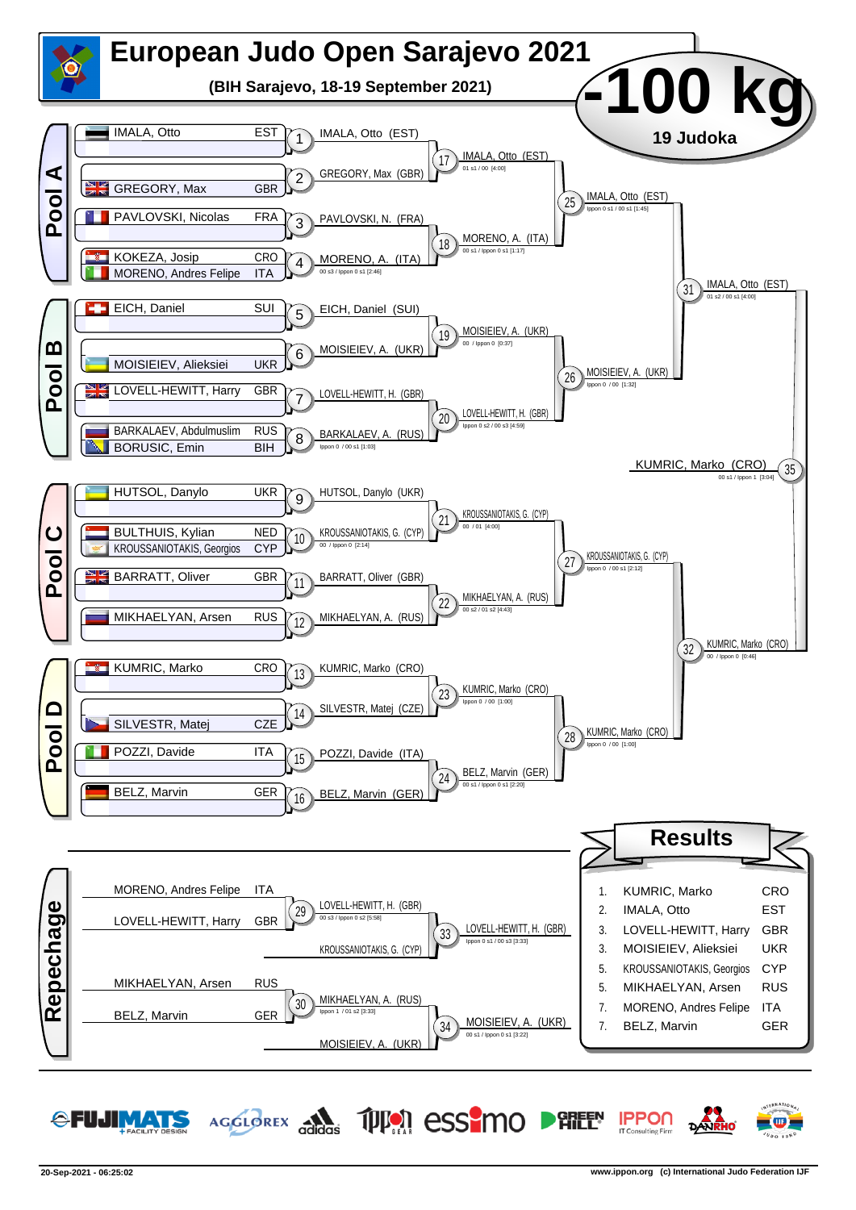# European Judo Open Sarajevo 2021

**(BIH Sarajevo, 18-19 September 2021)**

## -100 kg

**19 Judoka**

### Pool A

| Participant | Country | # | Winner |
|---|---|---|---|
| IMALA, Otto | EST | 1 | IMALA, Otto (EST) |
| GREGORY, Max | GBR | 2 | GREGORY, Max (GBR) |
| PAVLOVSKI, Nicolas | FRA | 3 | PAVLOVSKI, N. (FRA) |
| KOKEZA, Josip / MORENO, Andres Felipe | CRO / ITA | 4 | MORENO, A. (ITA) — 00 s3 / Ippon 0 s1 [2:46] |

- 17: IMALA, Otto (EST) — 01 s1 / 00 [4:00]
- 18: MORENO, A. (ITA) — 00 s1 / Ippon 0 s1 [1:17]
- 25: IMALA, Otto (EST) — Ippon 0 s1 / 00 s1 [1:45]

### Pool B

| Participant | Country | # | Winner |
|---|---|---|---|
| EICH, Daniel | SUI | 5 | EICH, Daniel (SUI) |
| MOISIEIEV, Alieksiei | UKR | 6 | MOISIEIEV, A. (UKR) |
| LOVELL-HEWITT, Harry | GBR | 7 | LOVELL-HEWITT, H. (GBR) |
| BARKALAEV, Abdulmuslim / BORUSIC, Emin | RUS / BIH | 8 | BARKALAEV, A. (RUS) — Ippon 0 / 00 s1 [1:03] |

- 19: MOISIEIEV, A. (UKR) — 00 / Ippon 0 [0:37]
- 20: LOVELL-HEWITT, H. (GBR) — Ippon 0 s2 / 00 s3 [4:59]
- 26: MOISIEIEV, A. (UKR) — Ippon 0 / 00 [1:32]
- 31: IMALA, Otto (EST) — 01 s2 / 00 s1 [4:00]

### Pool C

| Participant | Country | # | Winner |
|---|---|---|---|
| HUTSOL, Danylo | UKR | 9 | HUTSOL, Danylo (UKR) |
| BULTHUIS, Kylian / KROUSSANIOTAKIS, Georgios | NED / CYP | 10 | KROUSSANIOTAKIS, G. (CYP) — 00 / Ippon 0 [2:14] |
| BARRATT, Oliver | GBR | 11 | BARRATT, Oliver (GBR) |
| MIKHAELYAN, Arsen | RUS | 12 | MIKHAELYAN, A. (RUS) |

- 21: KROUSSANIOTAKIS, G. (CYP) — 00 / 01 [4:00]
- 22: MIKHAELYAN, A. (RUS) — 00 s2 / 01 s2 [4:43]
- 27: KROUSSANIOTAKIS, G. (CYP) — Ippon 0 / 00 s1 [2:12]

### Pool D

| Participant | Country | # | Winner |
|---|---|---|---|
| KUMRIC, Marko | CRO | 13 | KUMRIC, Marko (CRO) |
| SILVESTR, Matej | CZE | 14 | SILVESTR, Matej (CZE) |
| POZZI, Davide | ITA | 15 | POZZI, Davide (ITA) |
| BELZ, Marvin | GER | 16 | BELZ, Marvin (GER) |

- 23: KUMRIC, Marko (CRO) — Ippon 0 / 00 [1:00]
- 24: BELZ, Marvin (GER) — 00 s1 / Ippon 0 s1 [2:20]
- 28: KUMRIC, Marko (CRO) — Ippon 0 / 00 [1:00]
- 32: KUMRIC, Marko (CRO) — 00 / Ippon 0 [0:46]

### Final

- 35: KUMRIC, Marko (CRO) — 00 s1 / Ippon 1 [3:04]

### Repechage

- 29: MORENO, Andres Felipe (ITA) vs LOVELL-HEWITT, Harry (GBR) — LOVELL-HEWITT, H. (GBR) — 00 s3 / Ippon 0 s2 [5:58]
- 33: LOVELL-HEWITT, H. (GBR) vs KROUSSANIOTAKIS, G. (CYP) — LOVELL-HEWITT, H. (GBR) — Ippon 0 s1 / 00 s3 [3:33]
- 30: MIKHAELYAN, Arsen (RUS) vs BELZ, Marvin (GER) — MIKHAELYAN, A. (RUS) — Ippon 1 / 01 s2 [3:33]
- 34: MIKHAELYAN, A. (RUS) vs MOISIEIEV, A. (UKR) — MOISIEIEV, A. (UKR) — 00 s1 / Ippon 0 s1 [3:22]

## Results

| Place | Name | Country |
|---|---|---|
| 1. | KUMRIC, Marko | CRO |
| 2. | IMALA, Otto | EST |
| 3. | LOVELL-HEWITT, Harry | GBR |
| 3. | MOISIEIEV, Alieksiei | UKR |
| 5. | KROUSSANIOTAKIS, Georgios | CYP |
| 5. | MIKHAELYAN, Arsen | RUS |
| 7. | MORENO, Andres Felipe | ITA |
| 7. | BELZ, Marvin | GER |

20-Sep-2021 - 06:25:02 — www.ippon.org (c) International Judo Federation IJF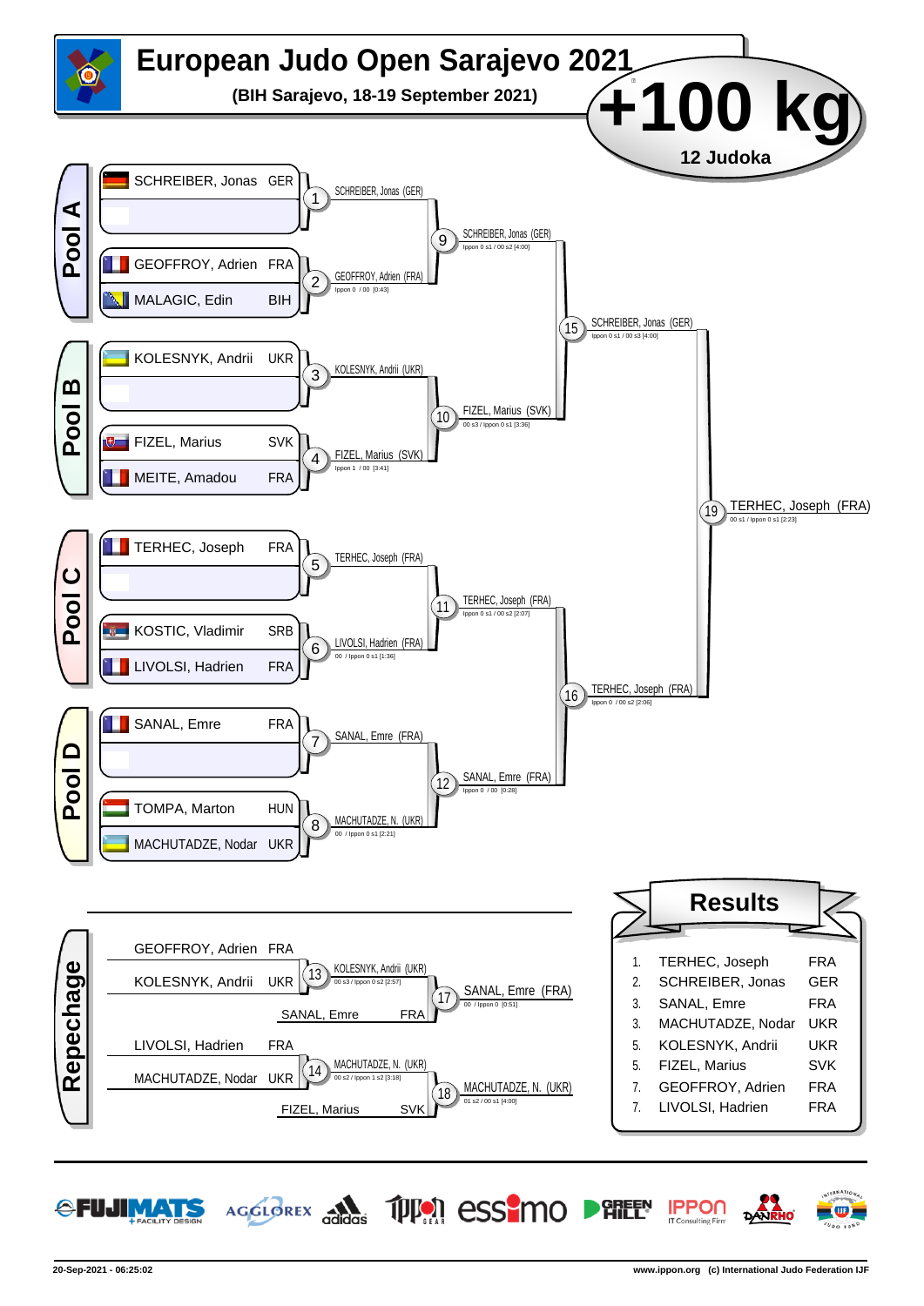# European Judo Open Sarajevo 2021

**(BIH Sarajevo, 18-19 September 2021)**

## +100 kg

**12 Judoka**

### Pool A

SCHREIBER, Jonas GER

GEOFFROY, Adrien FRA

MALAGIC, Edin BIH

1 SCHREIBER, Jonas (GER)

2 GEOFFROY, Adrien (FRA) Ippon 0 / 00 [0:43]

9 SCHREIBER, Jonas (GER) Ippon 0 s1 / 00 s2 [4:00]

### Pool B

KOLESNYK, Andrii UKR

FIZEL, Marius SVK

MEITE, Amadou FRA

3 KOLESNYK, Andrii (UKR)

4 FIZEL, Marius (SVK) Ippon 1 / 00 [3:41]

10 FIZEL, Marius (SVK) 00 s3 / Ippon 0 s1 [3:36]

15 SCHREIBER, Jonas (GER) Ippon 0 s1 / 00 s3 [4:00]

### Pool C

TERHEC, Joseph FRA

KOSTIC, Vladimir SRB

LIVOLSI, Hadrien FRA

5 TERHEC, Joseph (FRA)

6 LIVOLSI, Hadrien (FRA) 00 / Ippon 0 s1 [1:36]

11 TERHEC, Joseph (FRA) Ippon 0 s1 / 00 s2 [2:07]

### Pool D

SANAL, Emre FRA

TOMPA, Marton HUN

MACHUTADZE, Nodar UKR

7 SANAL, Emre (FRA)

8 MACHUTADZE, N. (UKR) 00 / Ippon 0 s1 [2:21]

12 SANAL, Emre (FRA) Ippon 0 / 00 [0:28]

16 TERHEC, Joseph (FRA) Ippon 0 / 00 s2 [2:06]

19 TERHEC, Joseph (FRA) 00 s1 / Ippon 0 s1 [2:23]

### Repechage

GEOFFROY, Adrien FRA

KOLESNYK, Andrii UKR

13 KOLESNYK, Andrii (UKR) 00 s3 / Ippon 0 s2 [2:57]

SANAL, Emre FRA

17 SANAL, Emre (FRA) 00 / Ippon 0 [0:51]

LIVOLSI, Hadrien FRA

MACHUTADZE, Nodar UKR

14 MACHUTADZE, N. (UKR) 00 s2 / Ippon 1 s2 [3:18]

FIZEL, Marius SVK

18 MACHUTADZE, N. (UKR) 01 s2 / 00 s1 [4:00]

### Results

| | | |
|---|---|---|
| 1. | TERHEC, Joseph | FRA |
| 2. | SCHREIBER, Jonas | GER |
| 3. | SANAL, Emre | FRA |
| 3. | MACHUTADZE, Nodar | UKR |
| 5. | KOLESNYK, Andrii | UKR |
| 5. | FIZEL, Marius | SVK |
| 7. | GEOFFROY, Adrien | FRA |
| 7. | LIVOLSI, Hadrien | FRA |

20-Sep-2021 - 06:25:02

www.ippon.org (c) International Judo Federation IJF